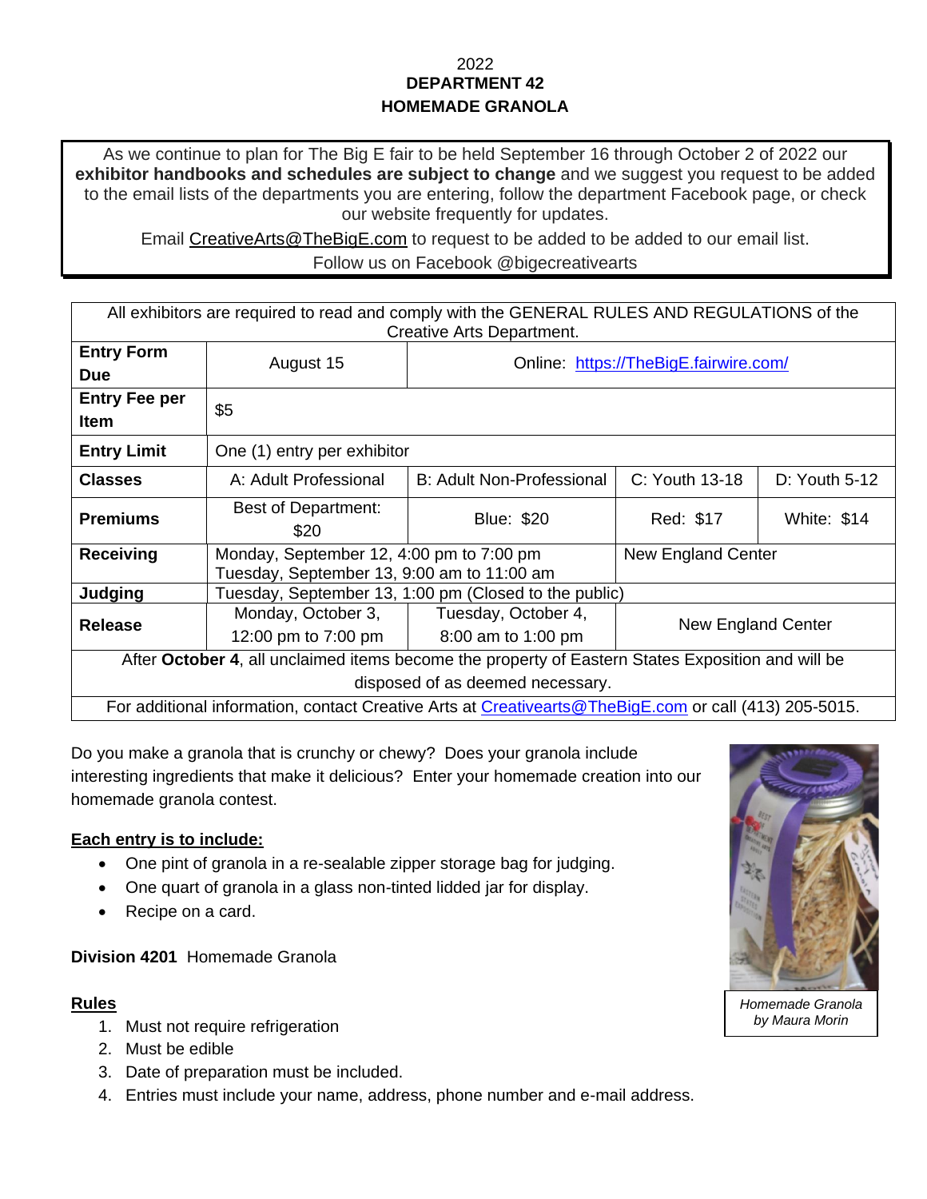2022

# DEPARTMENT 42
# HOMEMADE GRANOLA

As we continue to plan for The Big E fair to be held September 16 through October 2 of 2022 our **exhibitor handbooks and schedules are subject to change** and we suggest you request to be added to the email lists of the departments you are entering, follow the department Facebook page, or check our website frequently for updates.

Email CreativeArts@TheBigE.com to request to be added to be added to our email list.

Follow us on Facebook @bigecreativearts

| All exhibitors are required to read and comply with the GENERAL RULES AND REGULATIONS of the Creative Arts Department. | | | | |
|---|---|---|---|---|
| **Entry Form Due** | August 15 | Online: https://TheBigE.fairwire.com/ | | |
| **Entry Fee per Item** | $5 | | | |
| **Entry Limit** | One (1) entry per exhibitor | | | |
| **Classes** | A: Adult Professional | B: Adult Non-Professional | C: Youth 13-18 | D: Youth 5-12 |
| **Premiums** | Best of Department: $20 | Blue: $20 | Red: $17 | White: $14 |
| **Receiving** | Monday, September 12, 4:00 pm to 7:00 pm<br>Tuesday, September 13, 9:00 am to 11:00 am | | New England Center | |
| **Judging** | Tuesday, September 13, 1:00 pm (Closed to the public) | | | |
| **Release** | Monday, October 3, 12:00 pm to 7:00 pm | Tuesday, October 4, 8:00 am to 1:00 pm | New England Center | |
| After **October 4**, all unclaimed items become the property of Eastern States Exposition and will be disposed of as deemed necessary. | | | | |
| For additional information, contact Creative Arts at Creativearts@TheBigE.com or call (413) 205-5015. | | | | |

Do you make a granola that is crunchy or chewy? Does your granola include interesting ingredients that make it delicious? Enter your homemade creation into our homemade granola contest.

*Homemade Granola by Maura Morin*

**Each entry is to include:**

- One pint of granola in a re-sealable zipper storage bag for judging.
- One quart of granola in a glass non-tinted lidded jar for display.
- Recipe on a card.

**Division 4201** Homemade Granola

**Rules**

1. Must not require refrigeration
2. Must be edible
3. Date of preparation must be included.
4. Entries must include your name, address, phone number and e-mail address.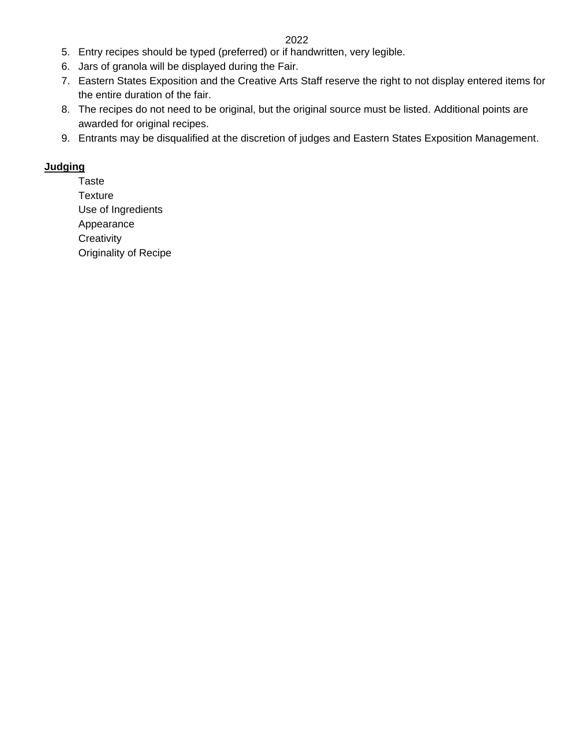5. Entry recipes should be typed (preferred) or if handwritten, very legible.
6. Jars of granola will be displayed during the Fair.
7. Eastern States Exposition and the Creative Arts Staff reserve the right to not display entered items for the entire duration of the fair.
8. The recipes do not need to be original, but the original source must be listed. Additional points are awarded for original recipes.
9. Entrants may be disqualified at the discretion of judges and Eastern States Exposition Management.

**Judging**

Taste
Texture
Use of Ingredients
Appearance
Creativity
Originality of Recipe